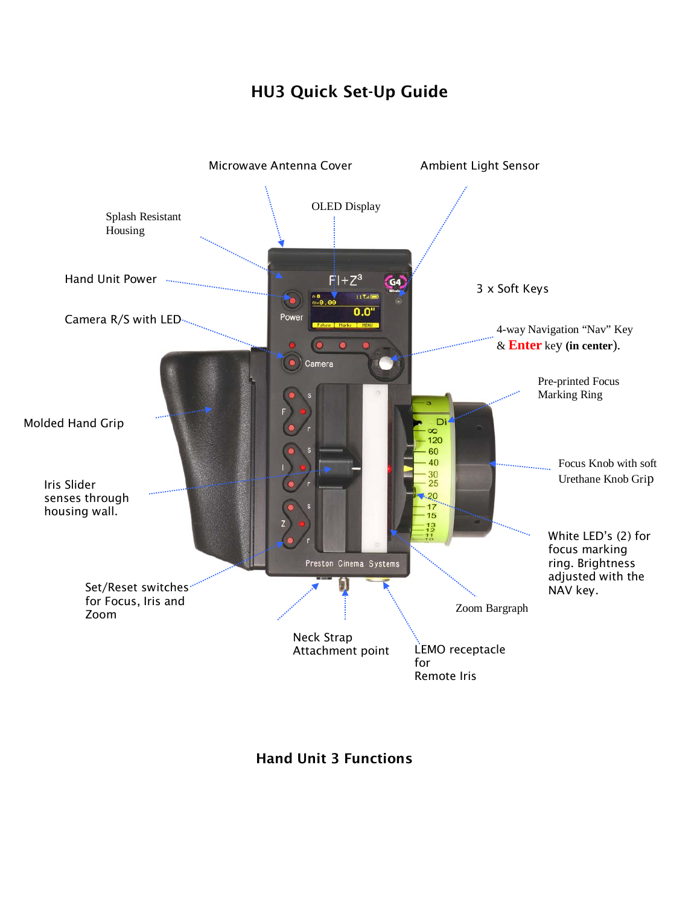# HU3 Quick Set-Up Guide

Microwave Antenna Cover

Ambient Light Sensor

OLED Display

Splash Resistant Housing

Hand Unit Power

3 x Soft Keys

Camera R/S with LED

4-way Navigation "Nav" Key & **Enter** key **(in center)**.

Pre-printed Focus Marking Ring

Molded Hand Grip

Focus Knob with soft Urethane Knob Grip

Iris Slider senses through housing wall.

White LED's (2) for focus marking ring. Brightness adjusted with the NAV key.

Set/Reset switches for Focus, Iris and Zoom

Zoom Bargraph

Neck Strap Attachment point

LEMO receptacle for Remote Iris

**Hand Unit 3 Functions**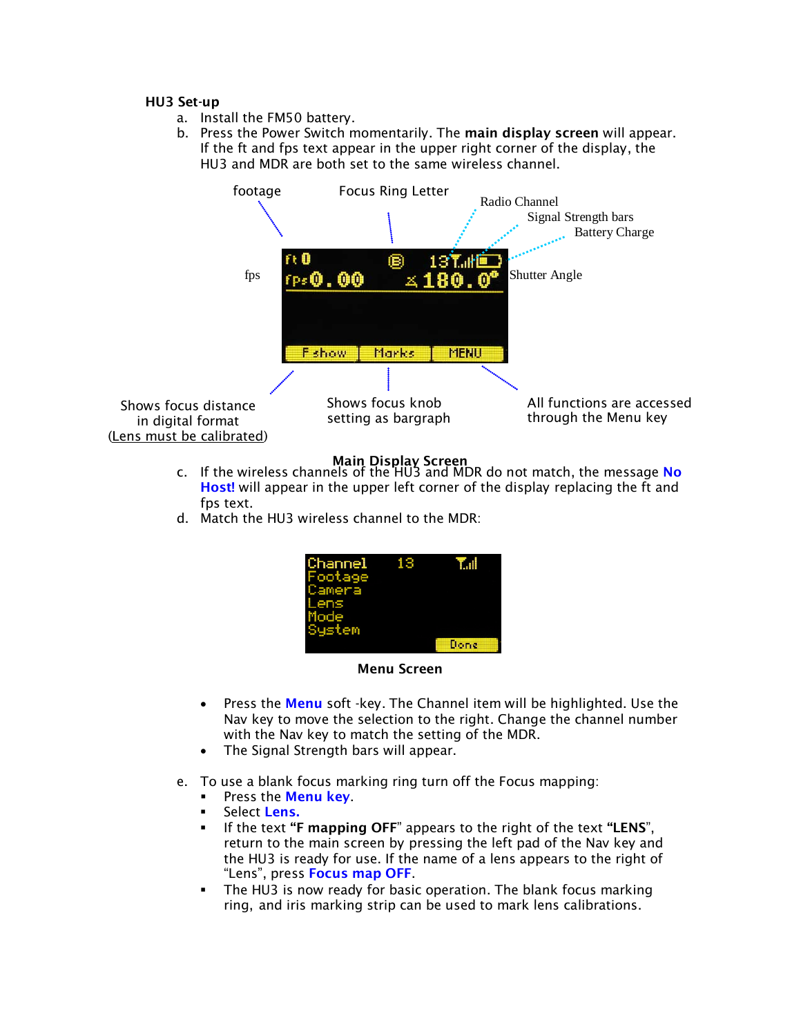### HU3 Set-up

a. Install the FM50 battery.

b. Press the Power Switch momentarily. The **main display screen** will appear. If the ft and fps text appear in the upper right corner of the display, the HU3 and MDR are both set to the same wireless channel.

footage — Focus Ring Letter — Radio Channel — Signal Strength bars — Battery Charge

fps — Shutter Angle

Shows focus distance in digital format (Lens must be calibrated) — Shows focus knob setting as bargraph — All functions are accessed through the Menu key

**Main Display Screen**

c. If the wireless channels of the HU3 and MDR do not match, the message **No Host!** will appear in the upper left corner of the display replacing the ft and fps text.

d. Match the HU3 wireless channel to the MDR:

**Menu Screen**

- Press the **Menu** soft -key. The Channel item will be highlighted. Use the Nav key to move the selection to the right. Change the channel number with the Nav key to match the setting of the MDR.
- The Signal Strength bars will appear.

e. To use a blank focus marking ring turn off the Focus mapping:

- Press the **Menu key**.
- Select **Lens.**
- If the text **"F mapping OFF"** appears to the right of the text **"LENS"**, return to the main screen by pressing the left pad of the Nav key and the HU3 is ready for use. If the name of a lens appears to the right of "Lens", press **Focus map OFF**.
- The HU3 is now ready for basic operation. The blank focus marking ring, and iris marking strip can be used to mark lens calibrations.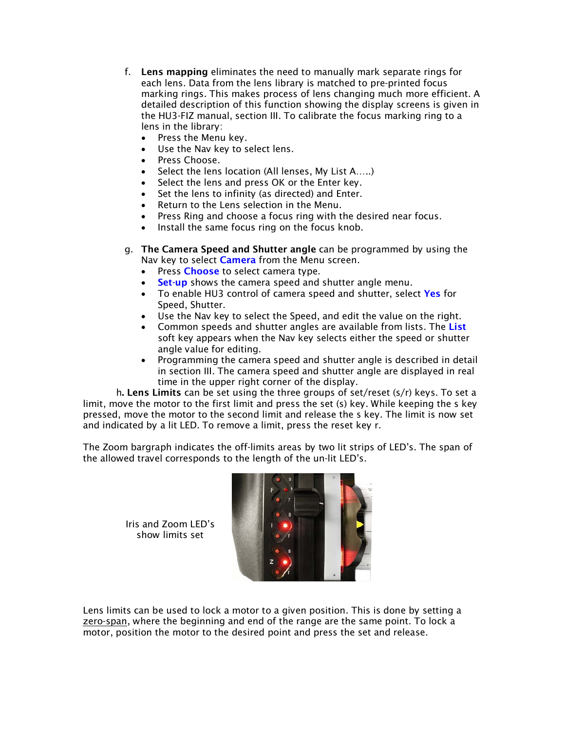f. **Lens mapping** eliminates the need to manually mark separate rings for each lens. Data from the lens library is matched to pre-printed focus marking rings. This makes process of lens changing much more efficient. A detailed description of this function showing the display screens is given in the HU3-FIZ manual, section III. To calibrate the focus marking ring to a lens in the library:

- Press the Menu key.
- Use the Nav key to select lens.
- Press Choose.
- Select the lens location (All lenses, My List A…..)
- Select the lens and press OK or the Enter key.
- Set the lens to infinity (as directed) and Enter.
- Return to the Lens selection in the Menu.
- Press Ring and choose a focus ring with the desired near focus.
- Install the same focus ring on the focus knob.

g. **The Camera Speed and Shutter angle** can be programmed by using the Nav key to select **Camera** from the Menu screen.

- Press **Choose** to select camera type.
- **Set-up** shows the camera speed and shutter angle menu.
- To enable HU3 control of camera speed and shutter, select **Yes** for Speed, Shutter.
- Use the Nav key to select the Speed, and edit the value on the right.
- Common speeds and shutter angles are available from lists. The **List** soft key appears when the Nav key selects either the speed or shutter angle value for editing.
- Programming the camera speed and shutter angle is described in detail in section III. The camera speed and shutter angle are displayed in real time in the upper right corner of the display.

h**. Lens Limits** can be set using the three groups of set/reset (s/r) keys. To set a limit, move the motor to the first limit and press the set (s) key. While keeping the s key pressed, move the motor to the second limit and release the s key. The limit is now set and indicated by a lit LED. To remove a limit, press the reset key r.

The Zoom bargraph indicates the off-limits areas by two lit strips of LED's. The span of the allowed travel corresponds to the length of the un-lit LED's.

Iris and Zoom LED's show limits set

Lens limits can be used to lock a motor to a given position. This is done by setting a zero-span, where the beginning and end of the range are the same point. To lock a motor, position the motor to the desired point and press the set and release.